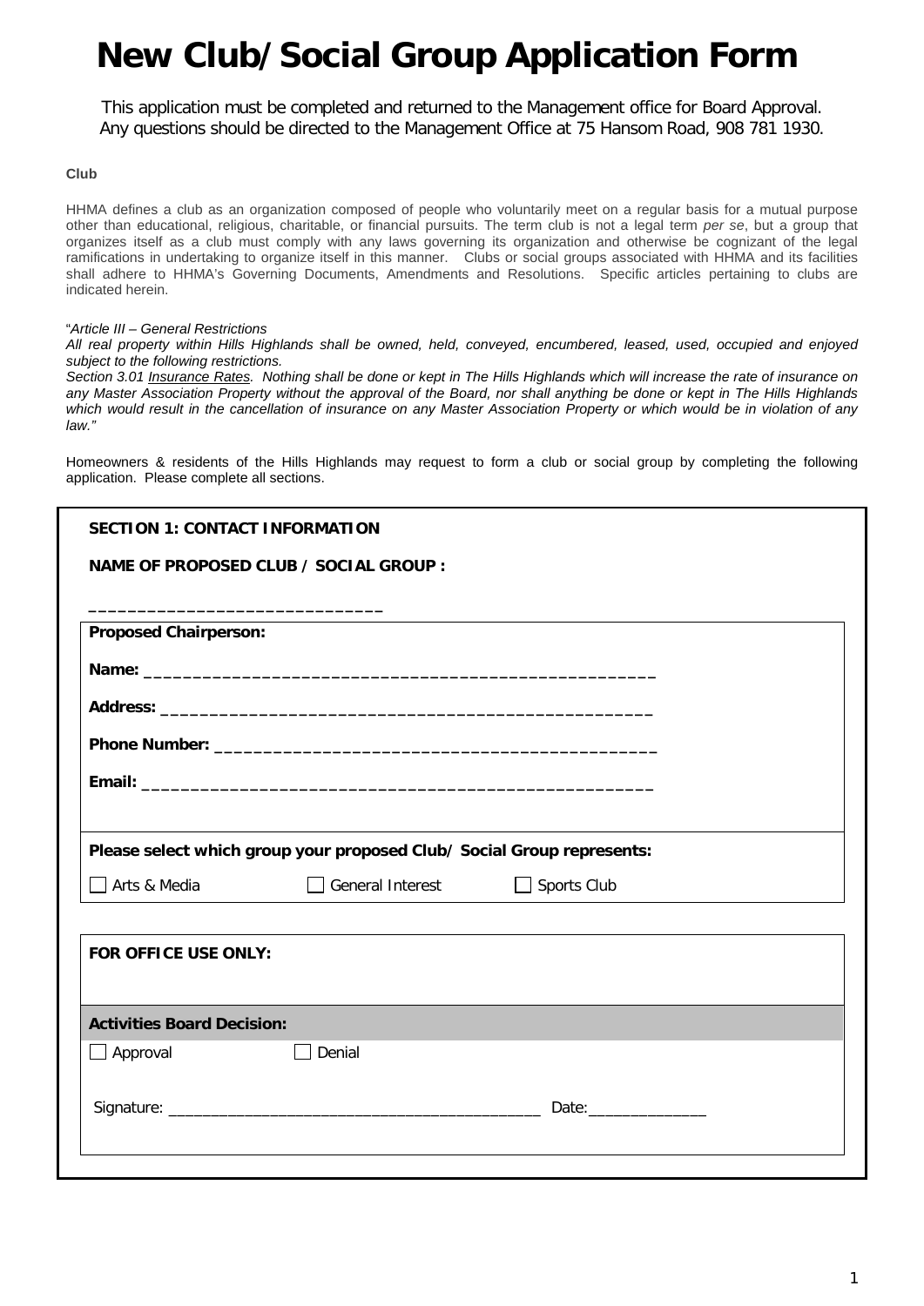# New Club/Social Group Application Form

This application must be completed and returned to the Management office for Board Approval. Any questions should be directed to the Management Office at 75 Hansom Road, 908 781 1930.

**Club**

HHMA defines a club as an organization composed of people who voluntarily meet on a regular basis for a mutual purpose other than educational, religious, charitable, or financial pursuits. The term club is not a legal term *per se*, but a group that organizes itself as a club must comply with any laws governing its organization and otherwise be cognizant of the legal ramifications in undertaking to organize itself in this manner. Clubs or social groups associated with HHMA and its facilities shall adhere to HHMA's Governing Documents, Amendments and Resolutions. Specific articles pertaining to clubs are indicated herein.

"*Article III – General Restrictions*
*All real property within Hills Highlands shall be owned, held, conveyed, encumbered, leased, used, occupied and enjoyed subject to the following restrictions.*
*Section 3.01 Insurance Rates. Nothing shall be done or kept in The Hills Highlands which will increase the rate of insurance on any Master Association Property without the approval of the Board, nor shall anything be done or kept in The Hills Highlands which would result in the cancellation of insurance on any Master Association Property or which would be in violation of any law."*

Homeowners & residents of the Hills Highlands may request to form a club or social group by completing the following application. Please complete all sections.

**SECTION 1: CONTACT INFORMATION**

**NAME OF PROPOSED CLUB / SOCIAL GROUP :**

______________________________

**Proposed Chairperson:**

**Name:** ____________________________________________________

**Address:** __________________________________________________

**Phone Number:** ____________________________________________

**Email:** ____________________________________________________

**Please select which group your proposed Club/ Social Group represents:**

☐ Arts & Media ☐ General Interest ☐ Sports Club

**FOR OFFICE USE ONLY:**

**Activities Board Decision:**

☐ Approval ☐ Denial

Signature: __________________________________________ Date:_____________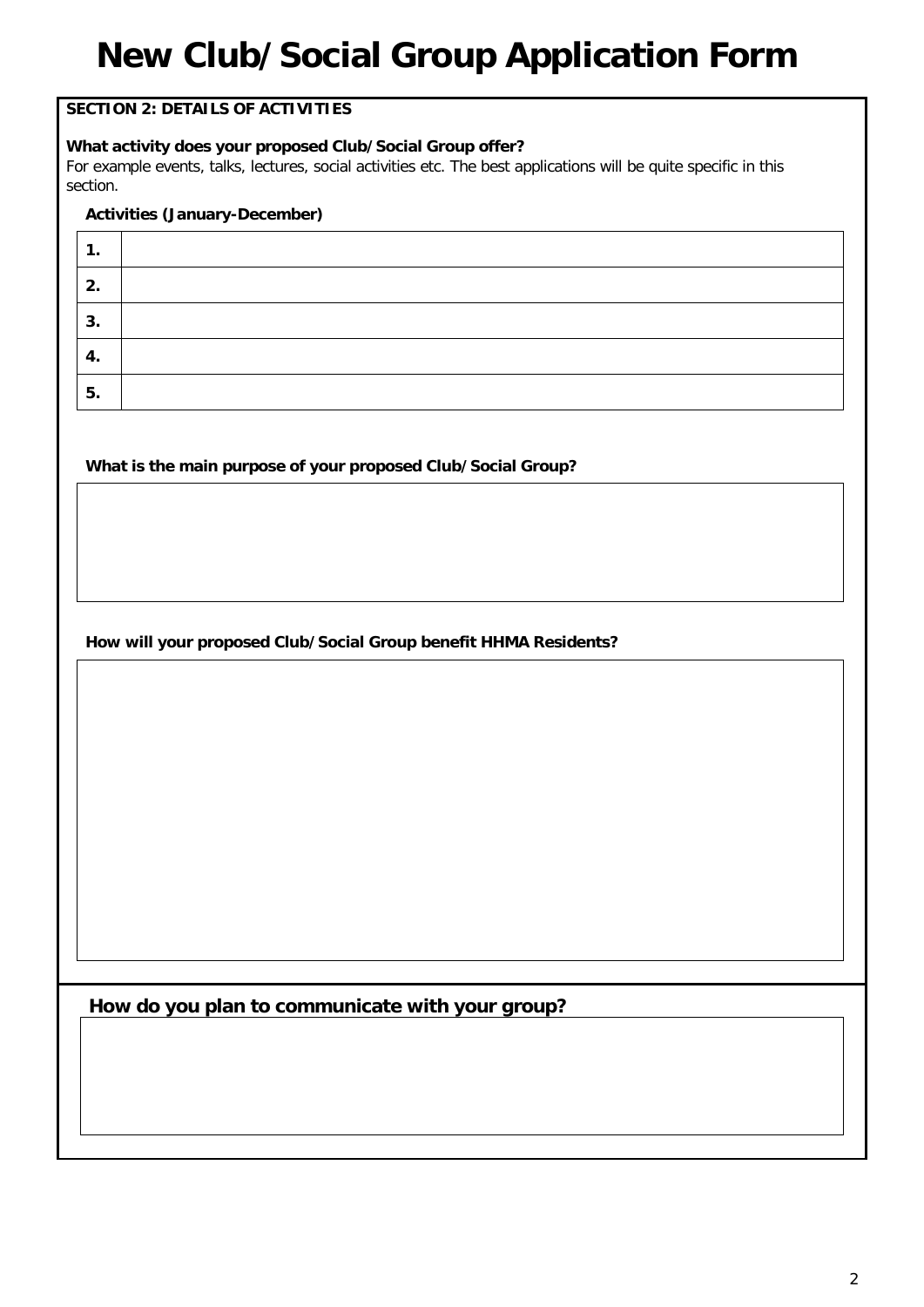# New Club/Social Group Application Form

**SECTION 2: DETAILS OF ACTIVITIES**

**What activity does your proposed Club/Social Group offer?**

For example events, talks, lectures, social activities etc. The best applications will be quite specific in this section.

**Activities (January-December)**

| | |
|---|---|
| **1.** | |
| **2.** | |
| **3.** | |
| **4.** | |
| **5.** | |

**What is the main purpose of your proposed Club/Social Group?**

**How will your proposed Club/Social Group benefit HHMA Residents?**

**How do you plan to communicate with your group?**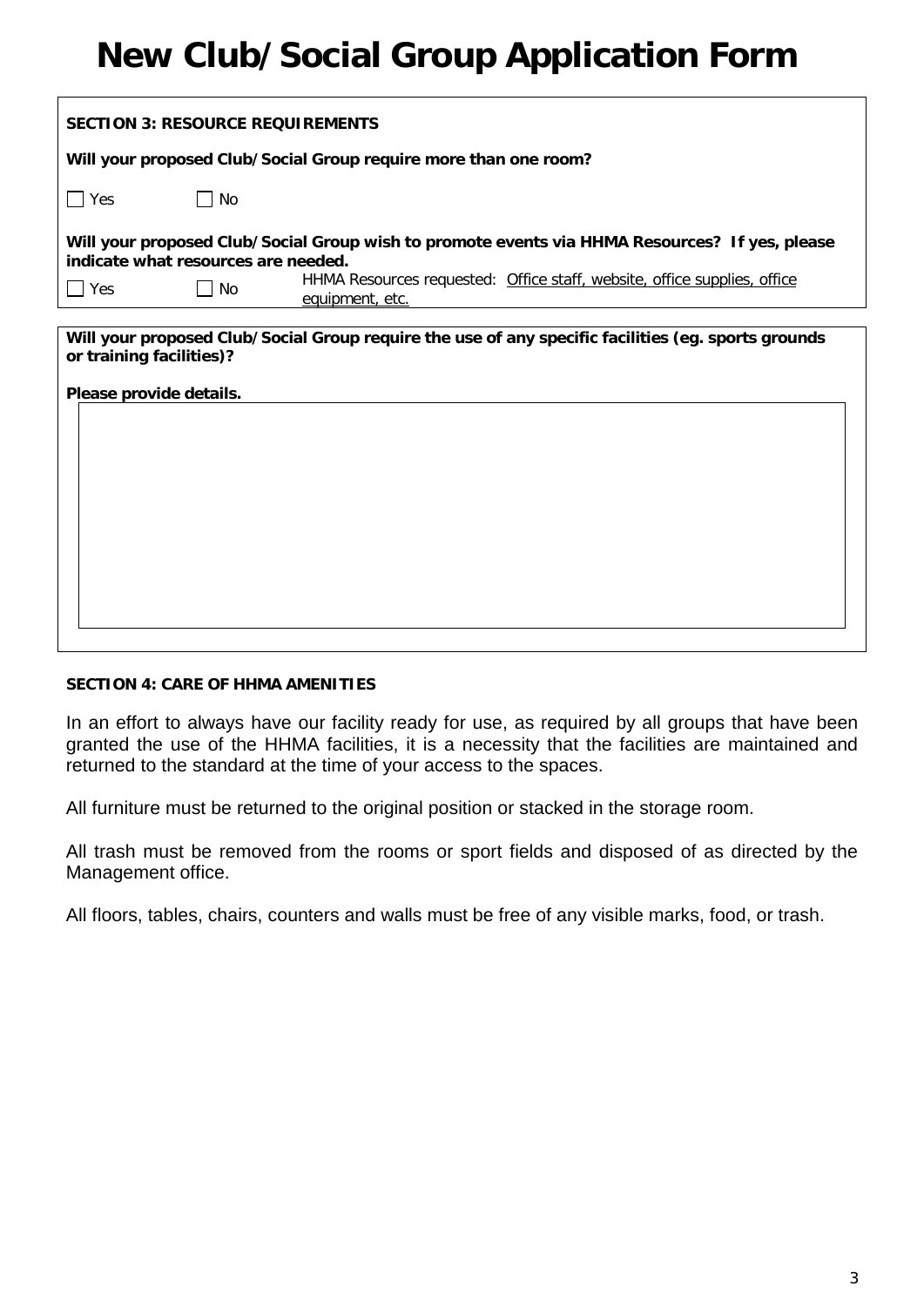# New Club/Social Group Application Form

**SECTION 3: RESOURCE REQUIREMENTS**

**Will your proposed Club/Social Group require more than one room?**

☐ Yes ☐ No

**Will your proposed Club/Social Group wish to promote events via HHMA Resources? If yes, please indicate what resources are needed.**

☐ Yes ☐ No HHMA Resources requested: Office staff, website, office supplies, office equipment, etc.

**Will your proposed Club/Social Group require the use of any specific facilities (eg. sports grounds or training facilities)?**

**Please provide details.**

**SECTION 4: CARE OF HHMA AMENITIES**

In an effort to always have our facility ready for use, as required by all groups that have been granted the use of the HHMA facilities, it is a necessity that the facilities are maintained and returned to the standard at the time of your access to the spaces.

All furniture must be returned to the original position or stacked in the storage room.

All trash must be removed from the rooms or sport fields and disposed of as directed by the Management office.

All floors, tables, chairs, counters and walls must be free of any visible marks, food, or trash.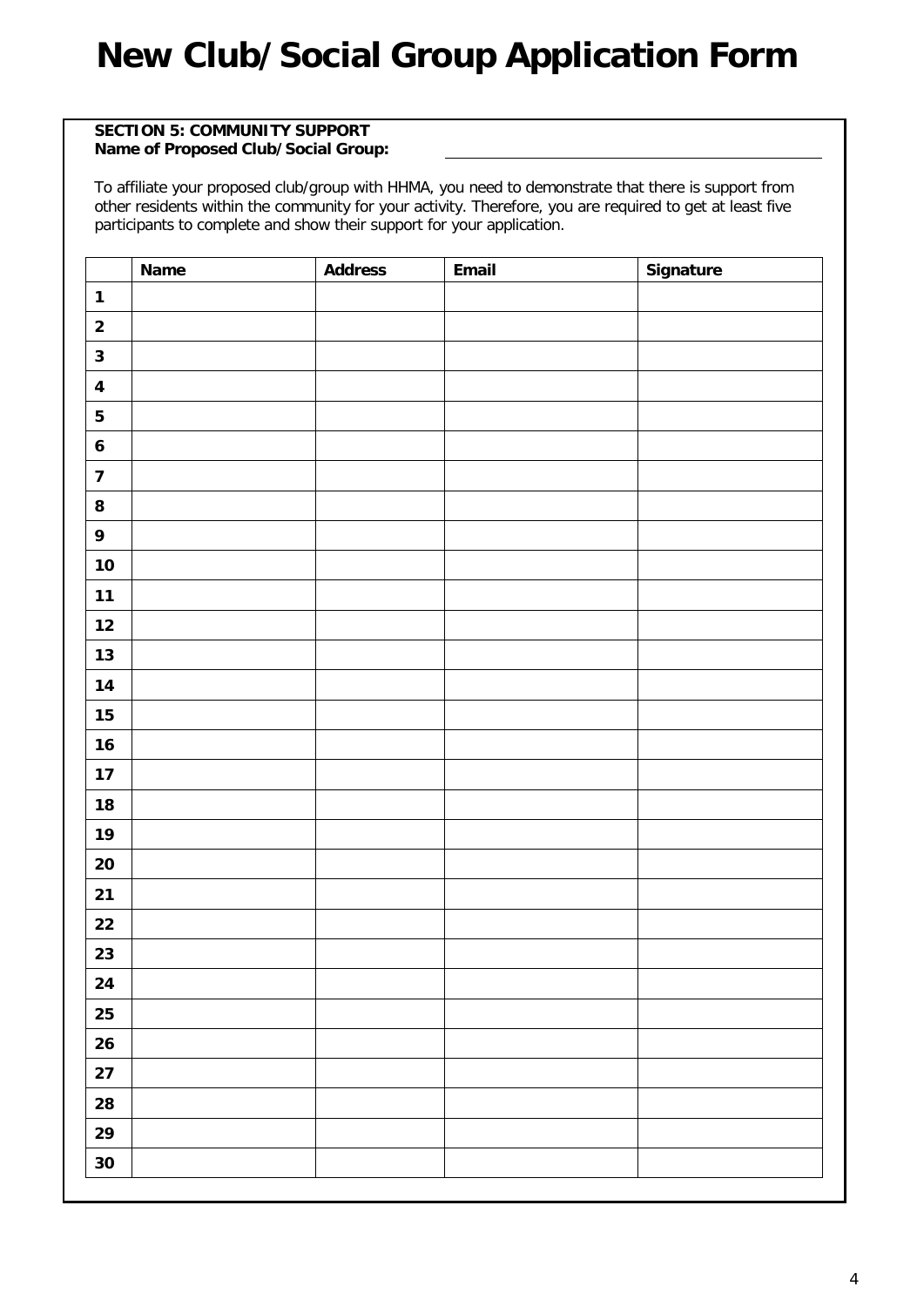# New Club/Social Group Application Form

**SECTION 5: COMMUNITY SUPPORT**
**Name of Proposed Club/Social Group:** ______________________________

To affiliate your proposed club/group with HHMA, you need to demonstrate that there is support from other residents within the community for your activity. Therefore, you are required to get at least five participants to complete and show their support for your application.

| | Name | Address | Email | Signature |
|---|---|---|---|---|
| **1** | | | | |
| **2** | | | | |
| **3** | | | | |
| **4** | | | | |
| **5** | | | | |
| **6** | | | | |
| **7** | | | | |
| **8** | | | | |
| **9** | | | | |
| **10** | | | | |
| **11** | | | | |
| **12** | | | | |
| **13** | | | | |
| **14** | | | | |
| **15** | | | | |
| **16** | | | | |
| **17** | | | | |
| **18** | | | | |
| **19** | | | | |
| **20** | | | | |
| **21** | | | | |
| **22** | | | | |
| **23** | | | | |
| **24** | | | | |
| **25** | | | | |
| **26** | | | | |
| **27** | | | | |
| **28** | | | | |
| **29** | | | | |
| **30** | | | | |